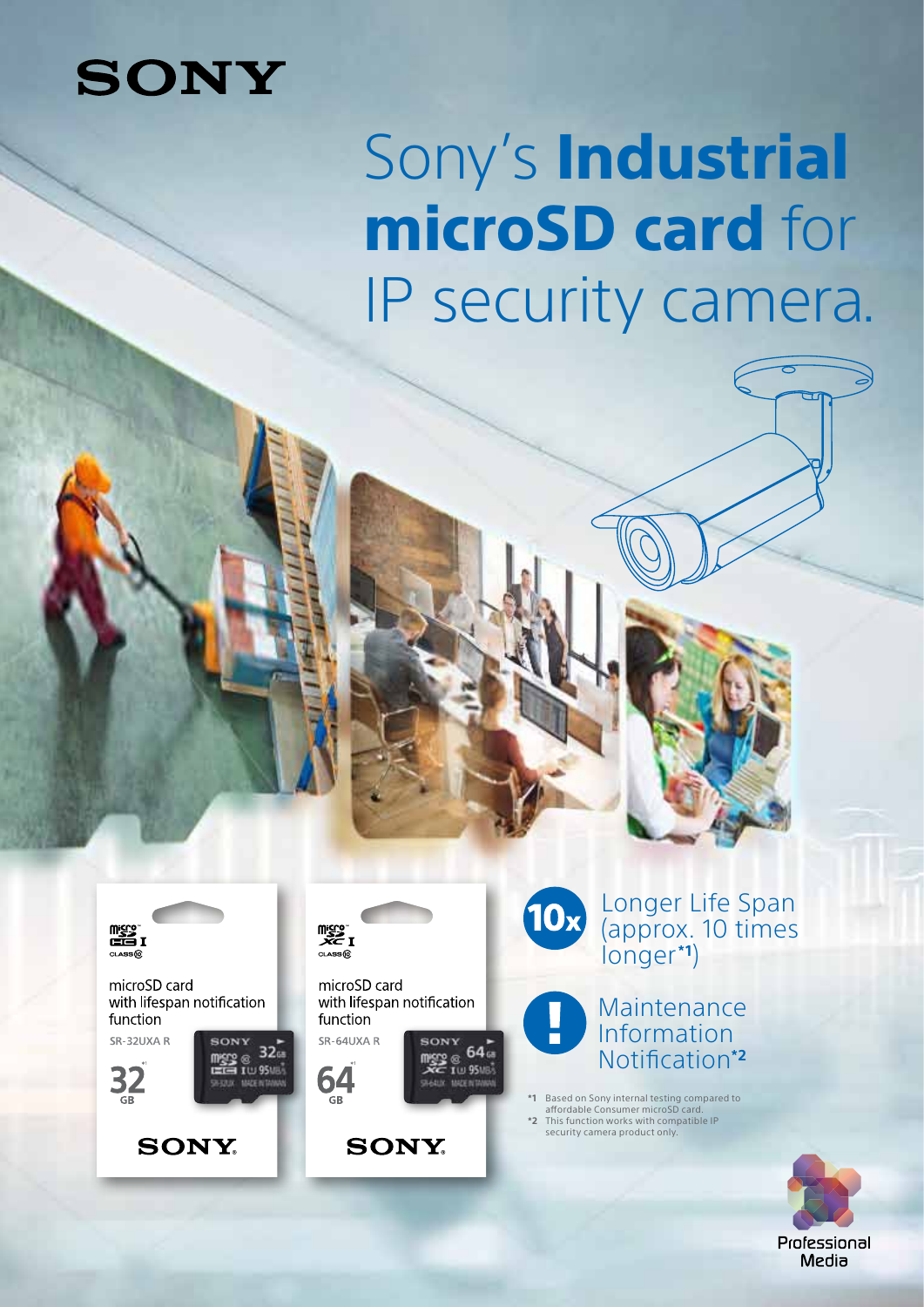SONY

# Sony's **Industrial microSD card** for IP security camera.

microSD card with lifespan notification function

SR-32UXA R

32 GB

SONY

microSD card with lifespan notification function

SR-64UXA R

64 GB

SONY

**10x** Longer Life Span (approx. 10 times longer*1)

**!** Maintenance Information Notification*2

*1 Based on Sony internal testing compared to affordable Consumer microSD card.
*2 This function works with compatible IP security camera product only.

Professional Media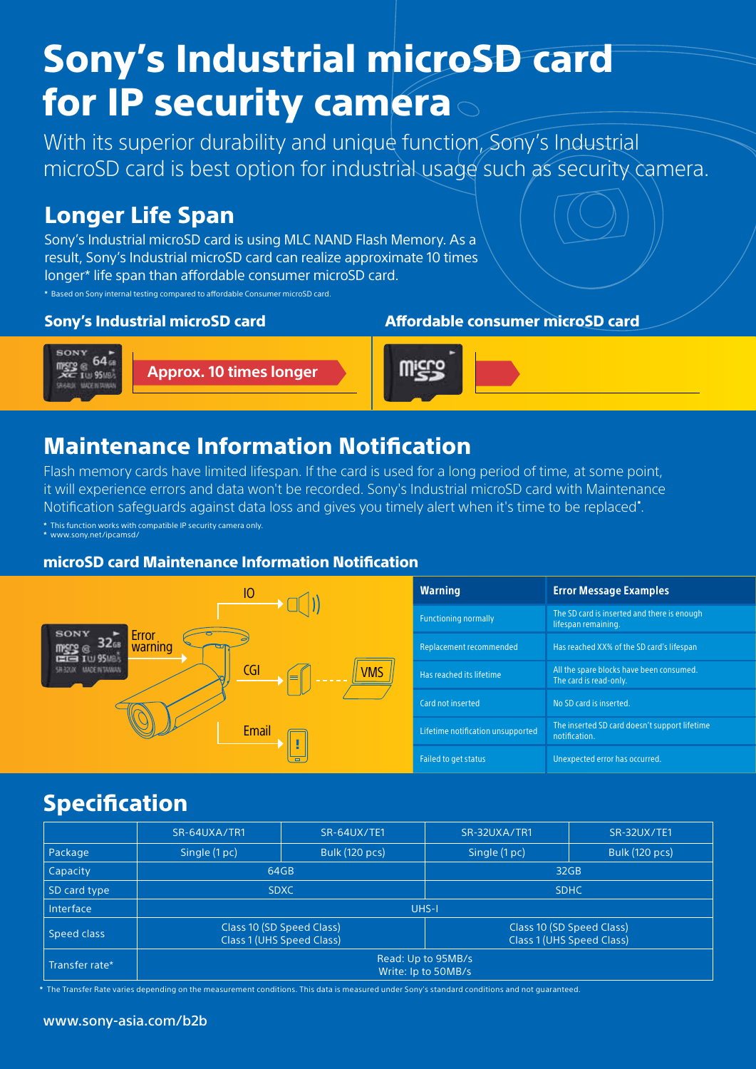# Sony's Industrial microSD card for IP security camera

With its superior durability and unique function, Sony's Industrial microSD card is best option for industrial usage such as security camera.

## Longer Life Span

Sony's Industrial microSD card is using MLC NAND Flash Memory. As a result, Sony's Industrial microSD card can realize approximate 10 times longer* life span than affordable consumer microSD card.

* Based on Sony internal testing compared to affordable Consumer microSD card.

**Sony's Industrial microSD card**

Approx. 10 times longer

**Affordable consumer microSD card**

## Maintenance Information Notification

Flash memory cards have limited lifespan. If the card is used for a long period of time, at some point, it will experience errors and data won't be recorded. Sony's Industrial microSD card with Maintenance Notification safeguards against data loss and gives you timely alert when it's time to be replaced*.

* This function works with compatible IP security camera only.
* www.sony.net/ipcamsd/

### microSD card Maintenance Information Notification

Error warning

IO

CGI

VMS

Email

| Warning | Error Message Examples |
|---|---|
| Functioning normally | The SD card is inserted and there is enough lifespan remaining. |
| Replacement recommended | Has reached XX% of the SD card's lifespan |
| Has reached its lifetime | All the spare blocks have been consumed. The card is read-only. |
| Card not inserted | No SD card is inserted. |
| Lifetime notification unsupported | The inserted SD card doesn't support lifetime notification. |
| Failed to get status | Unexpected error has occurred. |

## Specification

| | SR-64UXA/TR1 | SR-64UX/TE1 | SR-32UXA/TR1 | SR-32UX/TE1 |
|---|---|---|---|---|
| Package | Single (1 pc) | Bulk (120 pcs) | Single (1 pc) | Bulk (120 pcs) |
| Capacity | 64GB | | 32GB | |
| SD card type | SDXC | | SDHC | |
| Interface | UHS-I | | | |
| Speed class | Class 10 (SD Speed Class) Class 1 (UHS Speed Class) | | Class 10 (SD Speed Class) Class 1 (UHS Speed Class) | |
| Transfer rate* | Read: Up to 95MB/s Write: Ip to 50MB/s | | | |

* The Transfer Rate varies depending on the measurement conditions. This data is measured under Sony's standard conditions and not guaranteed.

www.sony-asia.com/b2b